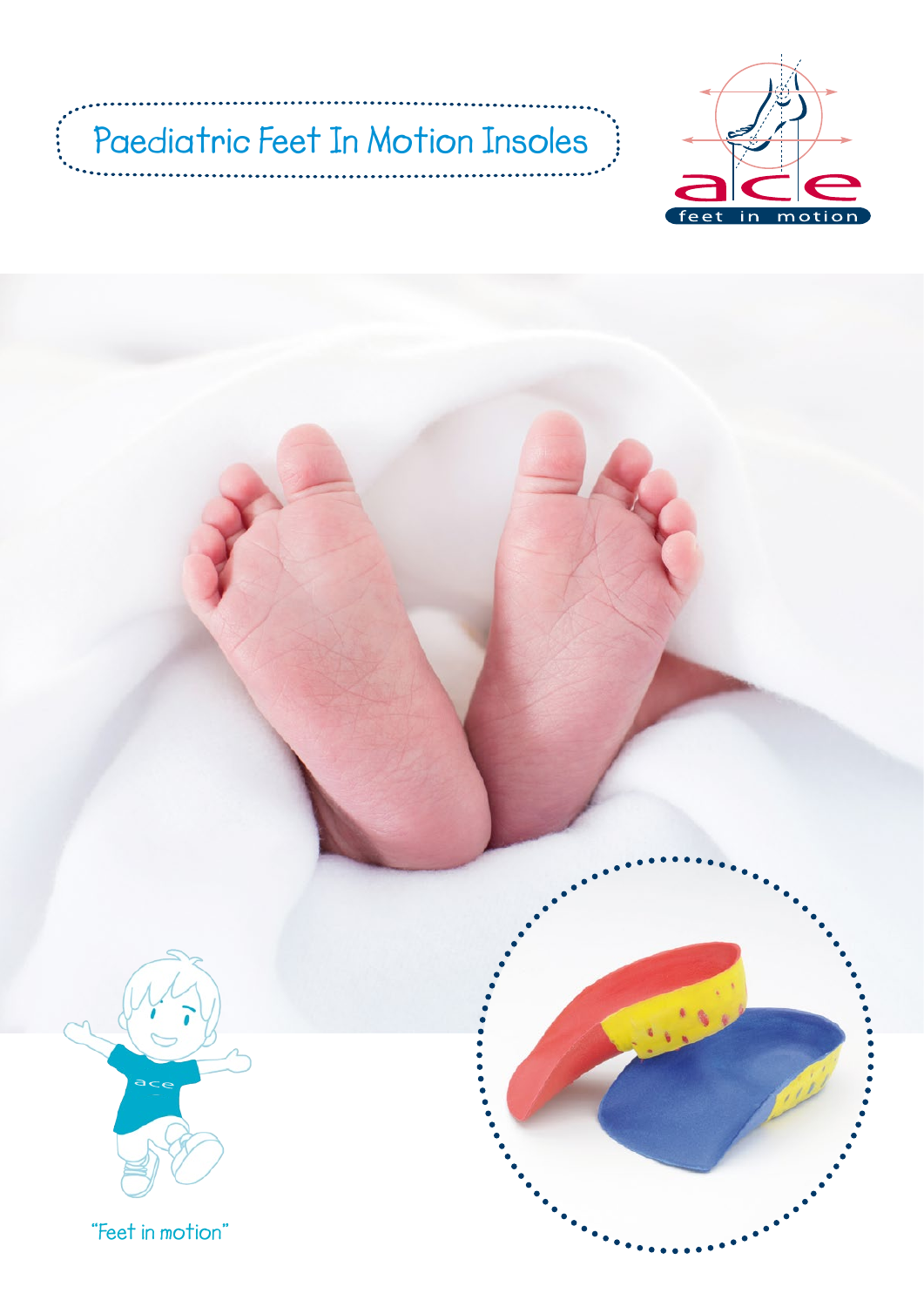# Paediatric Feet In Motion Insoles

ace

feet in motion

"Feet in motion"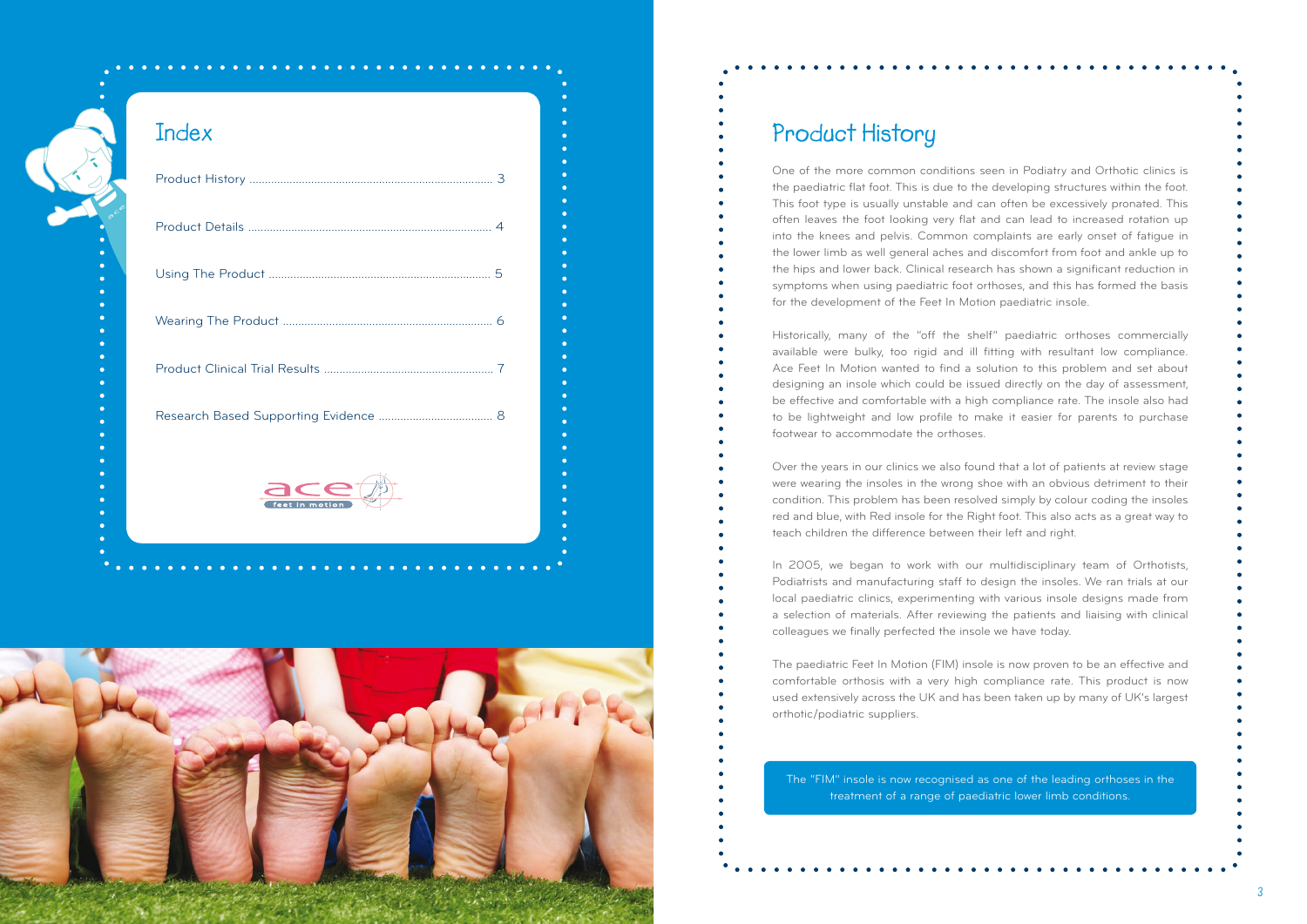# Index

Product History .............................................................................. 3

Product Details .............................................................................. 4

Using The Product ........................................................................ 5

Wearing The Product .................................................................... 6

Product Clinical Trial Results ....................................................... 7

Research Based Supporting Evidence ..................................... 8

ace feet in motion

# Product History

One of the more common conditions seen in Podiatry and Orthotic clinics is the paediatric flat foot. This is due to the developing structures within the foot. This foot type is usually unstable and can often be excessively pronated. This often leaves the foot looking very flat and can lead to increased rotation up into the knees and pelvis. Common complaints are early onset of fatigue in the lower limb as well general aches and discomfort from foot and ankle up to the hips and lower back. Clinical research has shown a significant reduction in symptoms when using paediatric foot orthoses, and this has formed the basis for the development of the Feet In Motion paediatric insole.

Historically, many of the "off the shelf" paediatric orthoses commercially available were bulky, too rigid and ill fitting with resultant low compliance. Ace Feet In Motion wanted to find a solution to this problem and set about designing an insole which could be issued directly on the day of assessment, be effective and comfortable with a high compliance rate. The insole also had to be lightweight and low profile to make it easier for parents to purchase footwear to accommodate the orthoses.

Over the years in our clinics we also found that a lot of patients at review stage were wearing the insoles in the wrong shoe with an obvious detriment to their condition. This problem has been resolved simply by colour coding the insoles red and blue, with Red insole for the Right foot. This also acts as a great way to teach children the difference between their left and right.

In 2005, we began to work with our multidisciplinary team of Orthotists, Podiatrists and manufacturing staff to design the insoles. We ran trials at our local paediatric clinics, experimenting with various insole designs made from a selection of materials. After reviewing the patients and liaising with clinical colleagues we finally perfected the insole we have today.

The paediatric Feet In Motion (FIM) insole is now proven to be an effective and comfortable orthosis with a very high compliance rate. This product is now used extensively across the UK and has been taken up by many of UK's largest orthotic/podiatric suppliers.

The "FIM" insole is now recognised as one of the leading orthoses in the treatment of a range of paediatric lower limb conditions.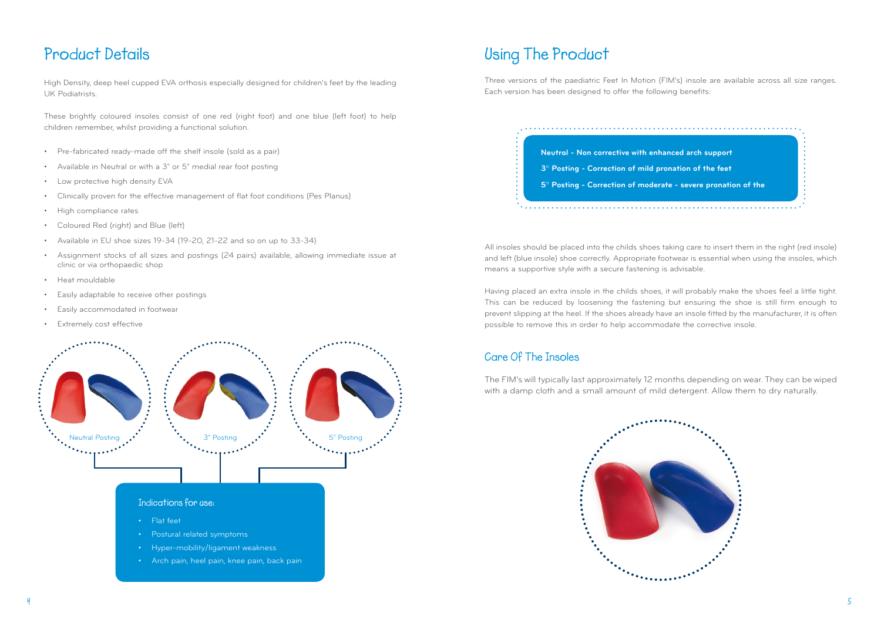# Product Details

High Density, deep heel cupped EVA orthosis especially designed for children's feet by the leading UK Podiatrists.

These brightly coloured insoles consist of one red (right foot) and one blue (left foot) to help children remember, whilst providing a functional solution.

- Pre-fabricated ready-made off the shelf insole (sold as a pair)
- Available in Neutral or with a 3° or 5° medial rear foot posting
- Low protective high density EVA
- Clinically proven for the effective management of flat foot conditions (Pes Planus)
- High compliance rates
- Coloured Red (right) and Blue (left)
- Available in EU shoe sizes 19-34 (19-20, 21-22 and so on up to 33-34)
- Assignment stocks of all sizes and postings (24 pairs) available, allowing immediate issue at clinic or via orthopaedic shop
- Heat mouldable
- Easily adaptable to receive other postings
- Easily accommodated in footwear
- Extremely cost effective

Neutral Posting

3° Posting

5° Posting

### Indications for use:

- Flat feet
- Postural related symptoms
- Hyper-mobility/ligament weakness
- Arch pain, heel pain, knee pain, back pain

# Using The Product

Three versions of the paediatric Feet In Motion (FIM's) insole are available across all size ranges. Each version has been designed to offer the following benefits:

**Neutral - Non corrective with enhanced arch support**

**3° Posting - Correction of mild pronation of the feet**

**5° Posting - Correction of moderate - severe pronation of the**

All insoles should be placed into the childs shoes taking care to insert them in the right (red insole) and left (blue insole) shoe correctly. Appropriate footwear is essential when using the insoles, which means a supportive style with a secure fastening is advisable.

Having placed an extra insole in the childs shoes, it will probably make the shoes feel a little tight. This can be reduced by loosening the fastening but ensuring the shoe is still firm enough to prevent slipping at the heel. If the shoes already have an insole fitted by the manufacturer, it is often possible to remove this in order to help accommodate the corrective insole.

## Care Of The Insoles

The FIM's will typically last approximately 12 months depending on wear. They can be wiped with a damp cloth and a small amount of mild detergent. Allow them to dry naturally.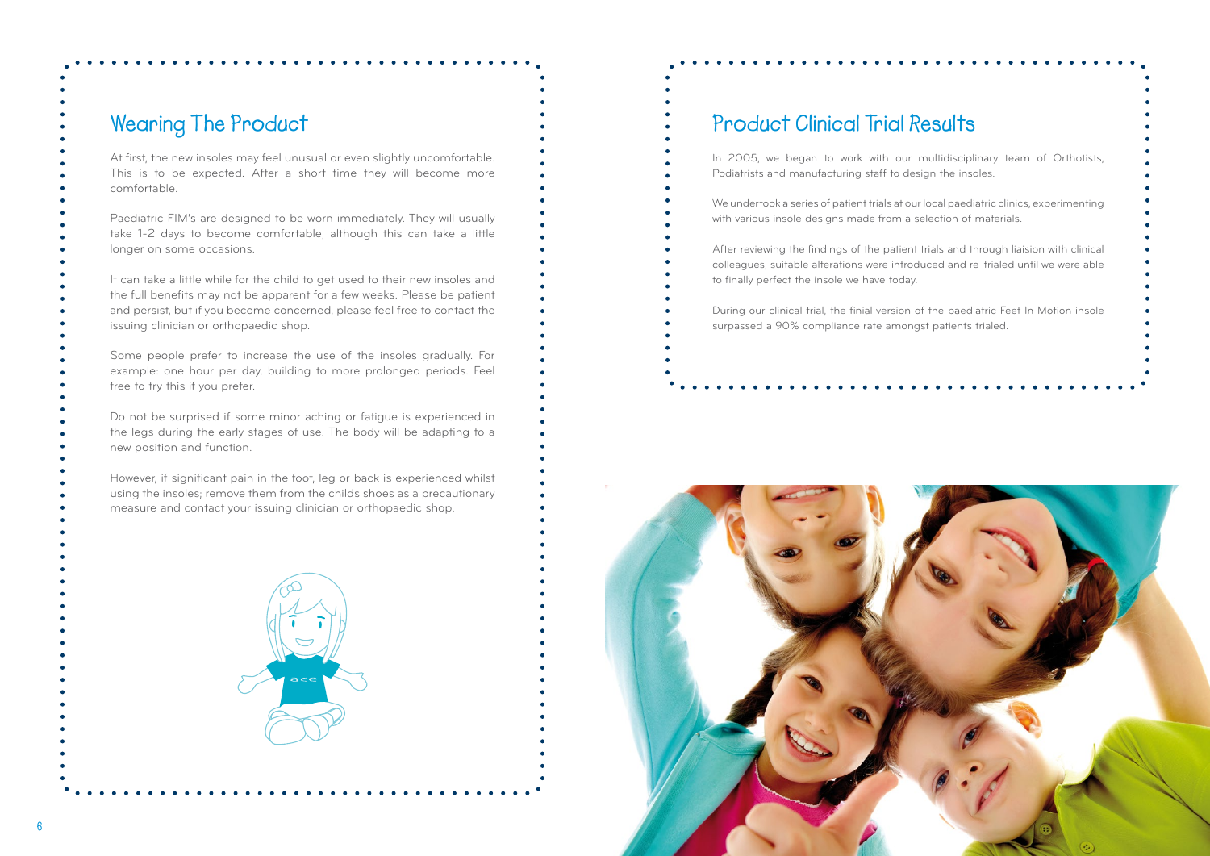## Wearing The Product

At first, the new insoles may feel unusual or even slightly uncomfortable. This is to be expected. After a short time they will become more comfortable.

Paediatric FIM's are designed to be worn immediately. They will usually take 1-2 days to become comfortable, although this can take a little longer on some occasions.

It can take a little while for the child to get used to their new insoles and the full benefits may not be apparent for a few weeks. Please be patient and persist, but if you become concerned, please feel free to contact the issuing clinician or orthopaedic shop.

Some people prefer to increase the use of the insoles gradually. For example: one hour per day, building to more prolonged periods. Feel free to try this if you prefer.

Do not be surprised if some minor aching or fatigue is experienced in the legs during the early stages of use. The body will be adapting to a new position and function.

However, if significant pain in the foot, leg or back is experienced whilst using the insoles; remove them from the childs shoes as a precautionary measure and contact your issuing clinician or orthopaedic shop.

## Product Clinical Trial Results

In 2005, we began to work with our multidisciplinary team of Orthotists, Podiatrists and manufacturing staff to design the insoles.

We undertook a series of patient trials at our local paediatric clinics, experimenting with various insole designs made from a selection of materials.

After reviewing the findings of the patient trials and through liaision with clinical colleagues, suitable alterations were introduced and re-trialed until we were able to finally perfect the insole we have today.

During our clinical trial, the final version of the paediatric Feet In Motion insole surpassed a 90% compliance rate amongst patients trialed.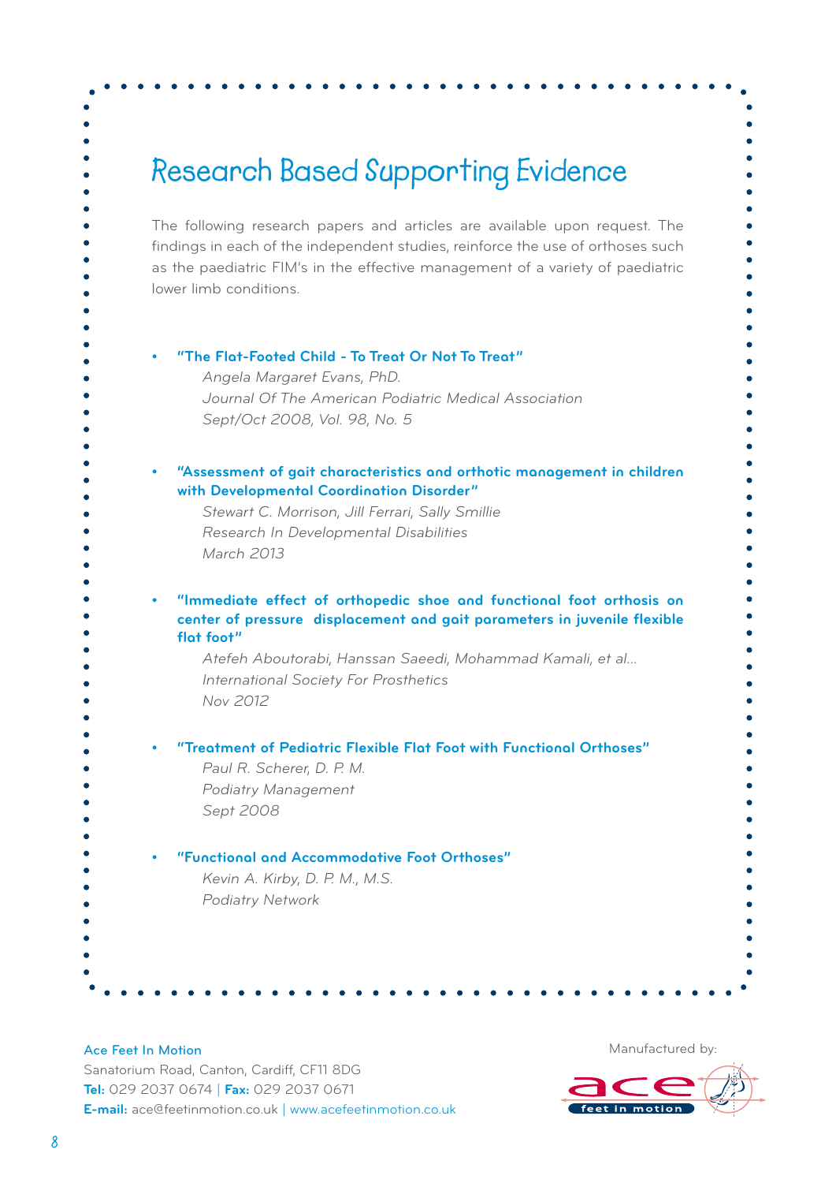# Research Based Supporting Evidence

The following research papers and articles are available upon request. The findings in each of the independent studies, reinforce the use of orthoses such as the paediatric FIM's in the effective management of a variety of paediatric lower limb conditions.

- **"The Flat-Footed Child - To Treat Or Not To Treat"**
  *Angela Margaret Evans, PhD.*
  *Journal Of The American Podiatric Medical Association*
  *Sept/Oct 2008, Vol. 98, No. 5*

- **"Assessment of gait characteristics and orthotic management in children with Developmental Coordination Disorder"**
  *Stewart C. Morrison, Jill Ferrari, Sally Smillie*
  *Research In Developmental Disabilities*
  *March 2013*

- **"Immediate effect of orthopedic shoe and functional foot orthosis on center of pressure displacement and gait parameters in juvenile flexible flat foot"**
  *Atefeh Aboutorabi, Hanssan Saeedi, Mohammad Kamali, et al...*
  *International Society For Prosthetics*
  *Nov 2012*

- **"Treatment of Pediatric Flexible Flat Foot with Functional Orthoses"**
  *Paul R. Scherer, D. P. M.*
  *Podiatry Management*
  *Sept 2008*

- **"Functional and Accommodative Foot Orthoses"**
  *Kevin A. Kirby, D. P. M., M.S.*
  *Podiatry Network*

Ace Feet In Motion
Sanatorium Road, Canton, Cardiff, CF11 8DG
**Tel:** 029 2037 0674 | **Fax:** 029 2037 0671
**E-mail:** ace@feetinmotion.co.uk | www.acefeetinmotion.co.uk

Manufactured by:

ace feet in motion